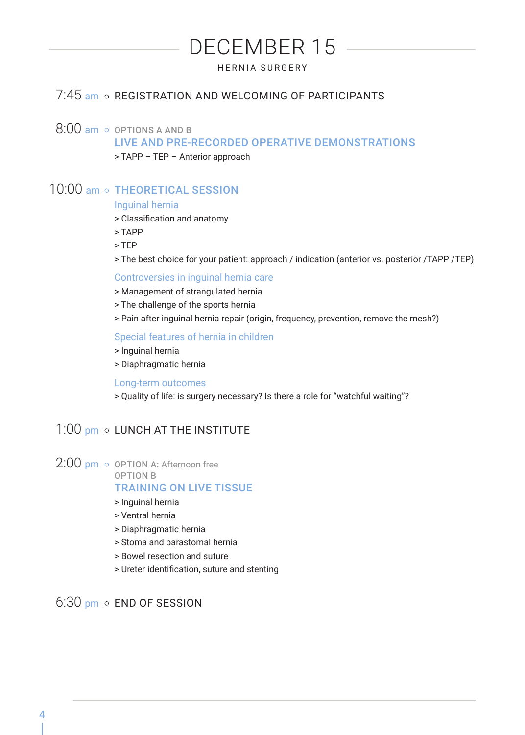# DECEMBER 15

HERNIA SURGERY

**7:45 am** ○ REGISTRATION AND WELCOMING OF PARTICIPANTS

**8:00 am** ○ OPTIONS A AND B

## LIVE AND PRE-RECORDED OPERATIVE DEMONSTRATIONS

> TAPP – TEP – Anterior approach

**10:00 am** ○ 

## THEORETICAL SESSION

### Inguinal hernia

> Classification and anatomy
> TAPP
> TEP
> The best choice for your patient: approach / indication (anterior vs. posterior /TAPP /TEP)

### Controversies in inguinal hernia care

> Management of strangulated hernia
> The challenge of the sports hernia
> Pain after inguinal hernia repair (origin, frequency, prevention, remove the mesh?)

### Special features of hernia in children

> Inguinal hernia
> Diaphragmatic hernia

### Long-term outcomes

> Quality of life: is surgery necessary? Is there a role for “watchful waiting”?

**1:00 pm** ○ LUNCH AT THE INSTITUTE

**2:00 pm** ○ OPTION A: Afternoon free

OPTION B

## TRAINING ON LIVE TISSUE

> Inguinal hernia
> Ventral hernia
> Diaphragmatic hernia
> Stoma and parastomal hernia
> Bowel resection and suture
> Ureter identification, suture and stenting

**6:30 pm** ○ END OF SESSION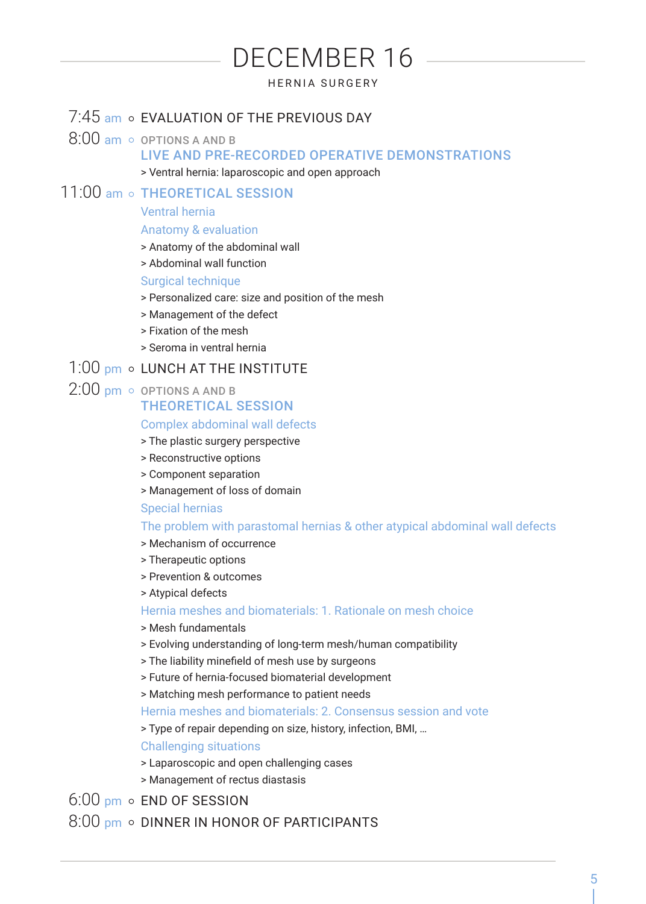# DECEMBER 16

HERNIA SURGERY

**7:45 am** ○ EVALUATION OF THE PREVIOUS DAY

**8:00 am** ○ OPTIONS A AND B

**LIVE AND PRE-RECORDED OPERATIVE DEMONSTRATIONS**

> Ventral hernia: laparoscopic and open approach

**11:00 am** ○ **THEORETICAL SESSION**

Ventral hernia

Anatomy & evaluation

> Anatomy of the abdominal wall
> Abdominal wall function

Surgical technique

> Personalized care: size and position of the mesh
> Management of the defect
> Fixation of the mesh
> Seroma in ventral hernia

**1:00 pm** ○ LUNCH AT THE INSTITUTE

**2:00 pm** ○ OPTIONS A AND B

**THEORETICAL SESSION**

Complex abdominal wall defects

> The plastic surgery perspective
> Reconstructive options
> Component separation
> Management of loss of domain

Special hernias

The problem with parastomal hernias & other atypical abdominal wall defects

> Mechanism of occurrence
> Therapeutic options
> Prevention & outcomes
> Atypical defects

Hernia meshes and biomaterials: 1. Rationale on mesh choice

> Mesh fundamentals
> Evolving understanding of long-term mesh/human compatibility
> The liability minefield of mesh use by surgeons
> Future of hernia-focused biomaterial development
> Matching mesh performance to patient needs

Hernia meshes and biomaterials: 2. Consensus session and vote

> Type of repair depending on size, history, infection, BMI, …

Challenging situations

> Laparoscopic and open challenging cases
> Management of rectus diastasis

**6:00 pm** ○ END OF SESSION

**8:00 pm** ○ DINNER IN HONOR OF PARTICIPANTS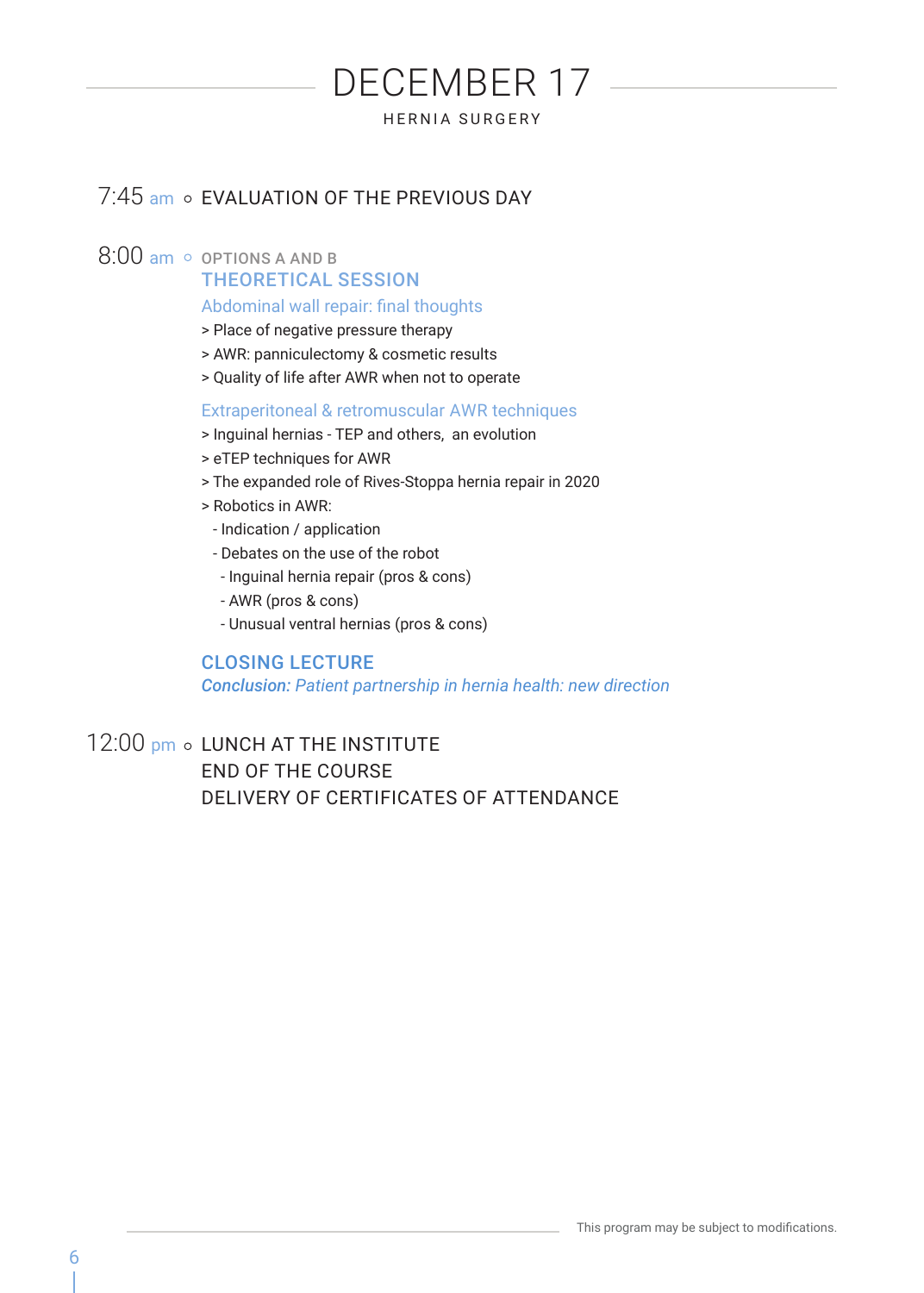# DECEMBER 17

HERNIA SURGERY

7:45 am ○ EVALUATION OF THE PREVIOUS DAY

8:00 am ○ OPTIONS A AND B

## THEORETICAL SESSION

### Abdominal wall repair: final thoughts

> Place of negative pressure therapy
> AWR: panniculectomy & cosmetic results
> Quality of life after AWR when not to operate

### Extraperitoneal & retromuscular AWR techniques

> Inguinal hernias - TEP and others, an evolution
> eTEP techniques for AWR
> The expanded role of Rives-Stoppa hernia repair in 2020
> Robotics in AWR:
- Indication / application
- Debates on the use of the robot
  - Inguinal hernia repair (pros & cons)
  - AWR (pros & cons)
  - Unusual ventral hernias (pros & cons)

## CLOSING LECTURE

***Conclusion:** Patient partnership in hernia health: new direction*

12:00 pm ○ LUNCH AT THE INSTITUTE
END OF THE COURSE
DELIVERY OF CERTIFICATES OF ATTENDANCE

This program may be subject to modifications.